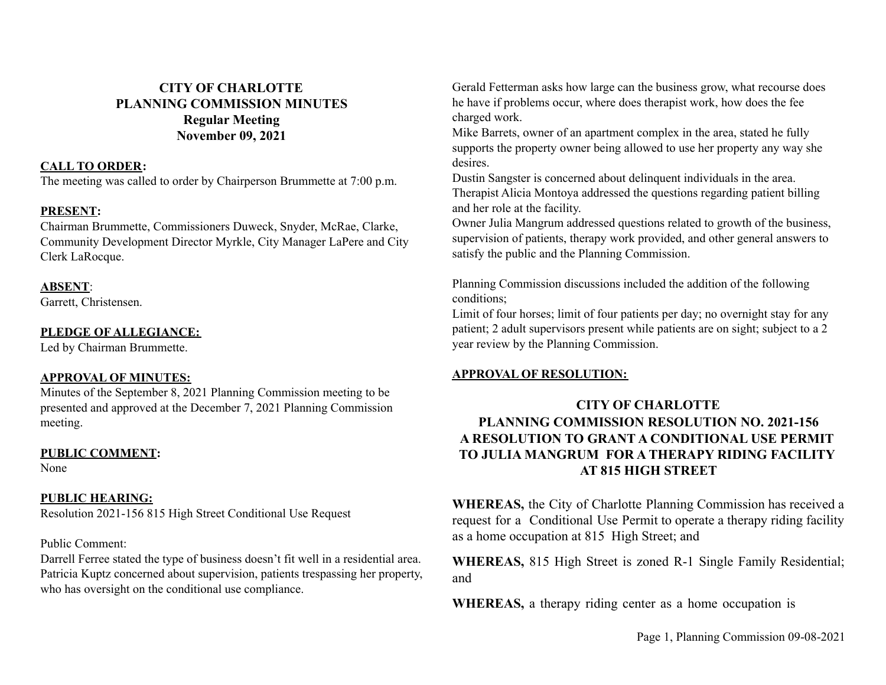# CITY OF CHARLOTTE
# PLANNING COMMISSION MINUTES
## Regular Meeting
## November 09, 2021

**CALL TO ORDER:**
The meeting was called to order by Chairperson Brummette at 7:00 p.m.

**PRESENT:**
Chairman Brummette, Commissioners Duweck, Snyder, McRae, Clarke, Community Development Director Myrkle, City Manager LaPere and City Clerk LaRocque.

**ABSENT**:
Garrett, Christensen.

**PLEDGE OF ALLEGIANCE:**
Led by Chairman Brummette.

**APPROVAL OF MINUTES:**
Minutes of the September 8, 2021 Planning Commission meeting to be presented and approved at the December 7, 2021 Planning Commission meeting.

**PUBLIC COMMENT:**
None

**PUBLIC HEARING:**
Resolution 2021-156 815 High Street Conditional Use Request

Public Comment:
Darrell Ferree stated the type of business doesn't fit well in a residential area.
Patricia Kuptz concerned about supervision, patients trespassing her property, who has oversight on the conditional use compliance.
Gerald Fetterman asks how large can the business grow, what recourse does he have if problems occur, where does therapist work, how does the fee charged work.
Mike Barrets, owner of an apartment complex in the area, stated he fully supports the property owner being allowed to use her property any way she desires.
Dustin Sangster is concerned about delinquent individuals in the area.
Therapist Alicia Montoya addressed the questions regarding patient billing and her role at the facility.
Owner Julia Mangrum addressed questions related to growth of the business, supervision of patients, therapy work provided, and other general answers to satisfy the public and the Planning Commission.

Planning Commission discussions included the addition of the following conditions;
Limit of four horses; limit of four patients per day; no overnight stay for any patient; 2 adult supervisors present while patients are on sight; subject to a 2 year review by the Planning Commission.

**APPROVAL OF RESOLUTION:**

## CITY OF CHARLOTTE
## PLANNING COMMISSION RESOLUTION NO. 2021-156
## A RESOLUTION TO GRANT A CONDITIONAL USE PERMIT TO JULIA MANGRUM FOR A THERAPY RIDING FACILITY AT 815 HIGH STREET

**WHEREAS,** the City of Charlotte Planning Commission has received a request for a Conditional Use Permit to operate a therapy riding facility as a home occupation at 815 High Street; and

**WHEREAS,** 815 High Street is zoned R-1 Single Family Residential; and

**WHEREAS,** a therapy riding center as a home occupation is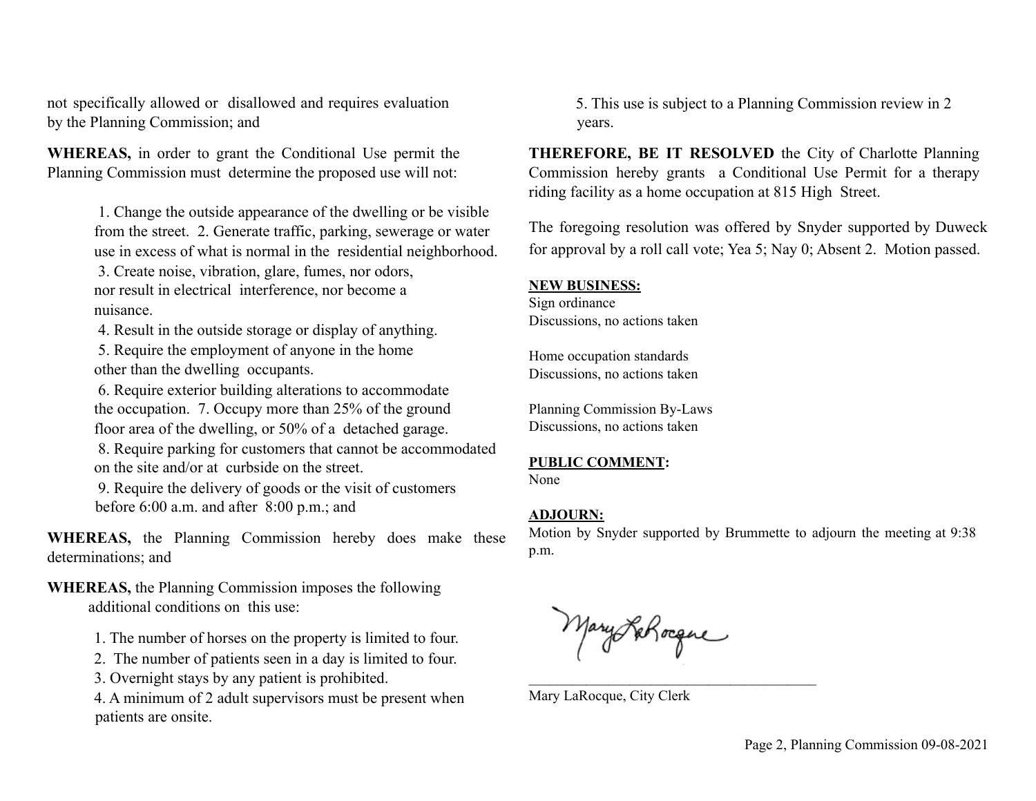not specifically allowed or disallowed and requires evaluation by the Planning Commission; and

**WHEREAS,** in order to grant the Conditional Use permit the Planning Commission must determine the proposed use will not:

1. Change the outside appearance of the dwelling or be visible from the street. 2. Generate traffic, parking, sewerage or water use in excess of what is normal in the residential neighborhood.
3. Create noise, vibration, glare, fumes, nor odors, nor result in electrical interference, nor become a nuisance.
4. Result in the outside storage or display of anything.
5. Require the employment of anyone in the home other than the dwelling occupants.
6. Require exterior building alterations to accommodate the occupation. 7. Occupy more than 25% of the ground floor area of the dwelling, or 50% of a detached garage.
8. Require parking for customers that cannot be accommodated on the site and/or at curbside on the street.
9. Require the delivery of goods or the visit of customers before 6:00 a.m. and after 8:00 p.m.; and

**WHEREAS,** the Planning Commission hereby does make these determinations; and

**WHEREAS,** the Planning Commission imposes the following additional conditions on this use:

1. The number of horses on the property is limited to four.
2. The number of patients seen in a day is limited to four.
3. Overnight stays by any patient is prohibited.
4. A minimum of 2 adult supervisors must be present when patients are onsite.
5. This use is subject to a Planning Commission review in 2 years.

**THEREFORE, BE IT RESOLVED** the City of Charlotte Planning Commission hereby grants a Conditional Use Permit for a therapy riding facility as a home occupation at 815 High Street.

The foregoing resolution was offered by Snyder supported by Duweck for approval by a roll call vote; Yea 5; Nay 0; Absent 2. Motion passed.

**NEW BUSINESS:**

Sign ordinance
Discussions, no actions taken

Home occupation standards
Discussions, no actions taken

Planning Commission By-Laws
Discussions, no actions taken

**PUBLIC COMMENT:**
None

**ADJOURN:**
Motion by Snyder supported by Brummette to adjourn the meeting at 9:38 p.m.

Mary LaRocque

\_\_\_\_\_\_\_\_\_\_\_\_\_\_\_\_\_\_\_\_\_\_\_\_\_\_\_\_\_\_\_\_\_\_\_\_\_\_\_\_
Mary LaRocque, City Clerk